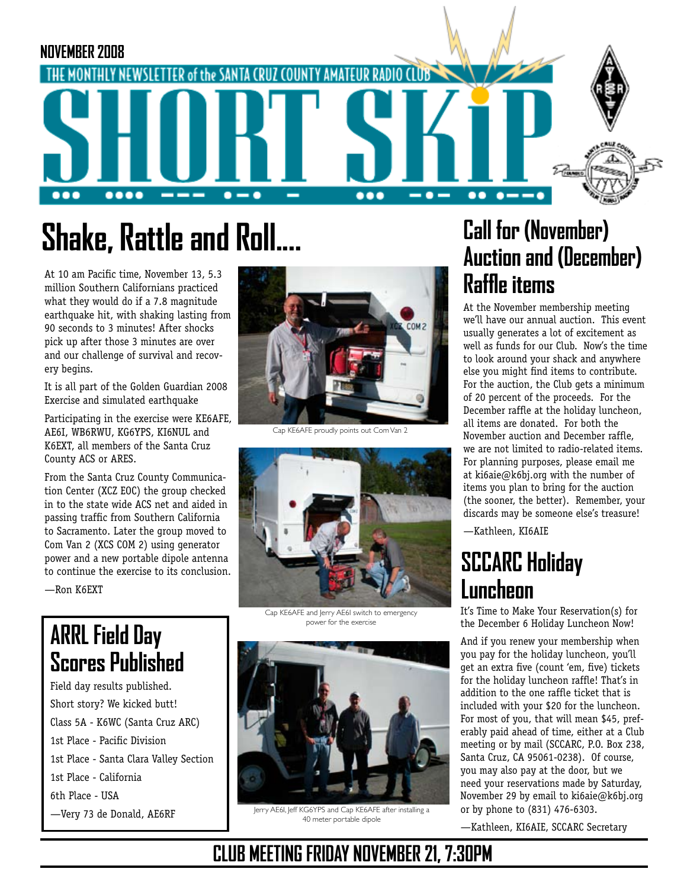NOVEMBER 2008

THE MONTHLY NEWSLETTER of the SANTA CRUZ COUNTY AMATEUR RADIO CLUB

# SHORT SKIP

## Shake, Rattle and Roll....

At 10 am Pacific time, November 13, 5.3 million Southern Californians practiced what they would do if a 7.8 magnitude earthquake hit, with shaking lasting from 90 seconds to 3 minutes! After shocks pick up after those 3 minutes are over and our challenge of survival and recovery begins.

It is all part of the Golden Guardian 2008 Exercise and simulated earthquake

Participating in the exercise were KE6AFE, AE6I, WB6RWU, KG6YPS, KI6NUL and K6EXT, all members of the Santa Cruz County ACS or ARES.

From the Santa Cruz County Communication Center (XCZ EOC) the group checked in to the state wide ACS net and aided in passing traffic from Southern California to Sacramento. Later the group moved to Com Van 2 (XCS COM 2) using generator power and a new portable dipole antenna to continue the exercise to its conclusion.

—Ron K6EXT

Cap KE6AFE proudly points out Com Van 2

Cap KE6AFE and Jerry AE6I switch to emergency power for the exercise

Jerry AE6I, Jeff KG6YPS and Cap KE6AFE after installing a 40 meter portable dipole

## ARRL Field Day Scores Published

Field day results published.

Short story? We kicked butt!

Class 5A - K6WC (Santa Cruz ARC)

1st Place - Pacific Division

1st Place - Santa Clara Valley Section

1st Place - California

6th Place - USA

—Very 73 de Donald, AE6RF

## Call for (November) Auction and (December) Raffle items

At the November membership meeting we'll have our annual auction. This event usually generates a lot of excitement as well as funds for our Club. Now's the time to look around your shack and anywhere else you might find items to contribute. For the auction, the Club gets a minimum of 20 percent of the proceeds. For the December raffle at the holiday luncheon, all items are donated. For both the November auction and December raffle, we are not limited to radio-related items. For planning purposes, please email me at ki6aie@k6bj.org with the number of items you plan to bring for the auction (the sooner, the better). Remember, your discards may be someone else's treasure!

—Kathleen, KI6AIE

## SCCARC Holiday Luncheon

It's Time to Make Your Reservation(s) for the December 6 Holiday Luncheon Now!

And if you renew your membership when you pay for the holiday luncheon, you'll get an extra five (count 'em, five) tickets for the holiday luncheon raffle! That's in addition to the one raffle ticket that is included with your $20 for the luncheon. For most of you, that will mean $45, preferably paid ahead of time, either at a Club meeting or by mail (SCCARC, P.O. Box 238, Santa Cruz, CA 95061-0238). Of course, you may also pay at the door, but we need your reservations made by Saturday, November 29 by email to ki6aie@k6bj.org or by phone to (831) 476-6303.

—Kathleen, KI6AIE, SCCARC Secretary

**CLUB MEETING FRIDAY NOVEMBER 21, 7:30PM**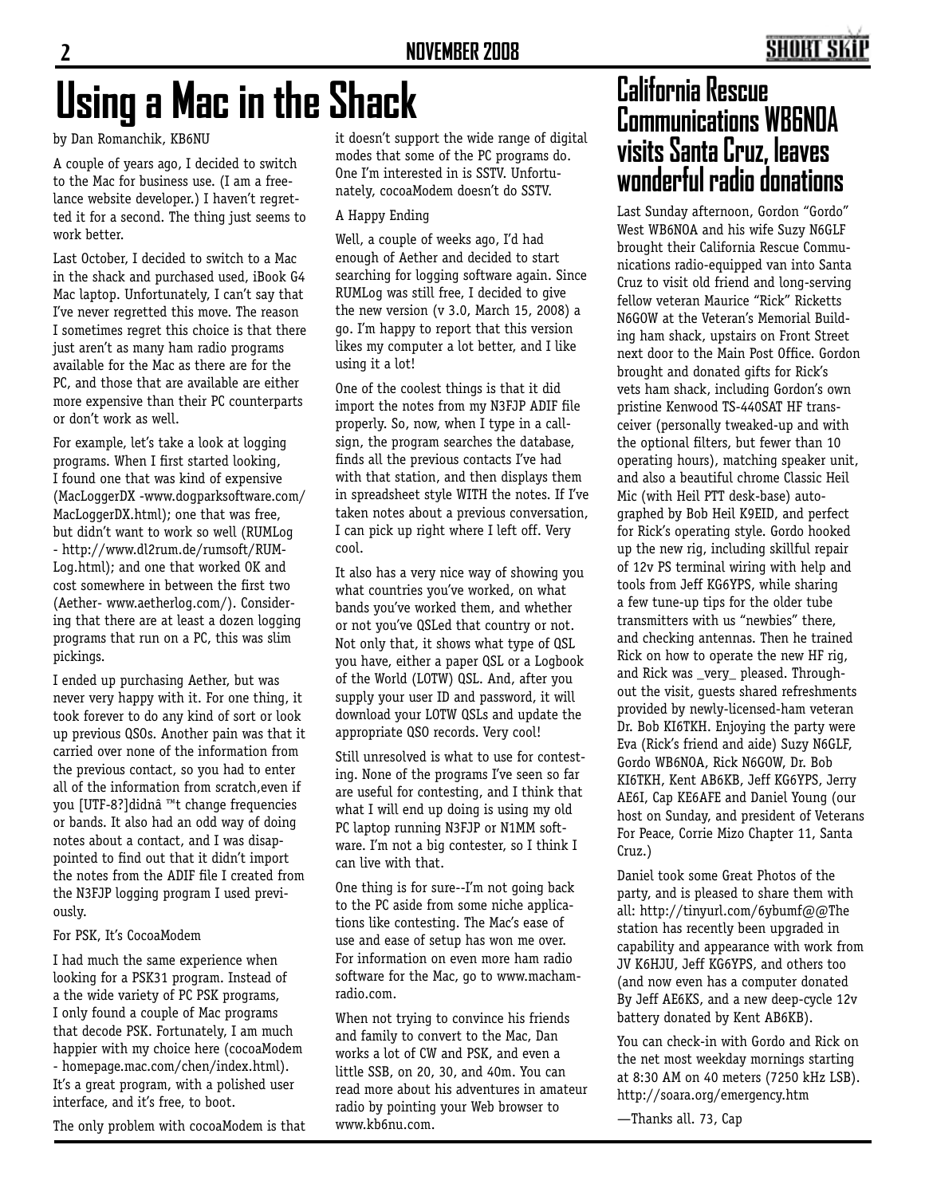# Using a Mac in the Shack

by Dan Romanchik, KB6NU

A couple of years ago, I decided to switch to the Mac for business use. (I am a freelance website developer.) I haven't regretted it for a second. The thing just seems to work better.

Last October, I decided to switch to a Mac in the shack and purchased used, iBook G4 Mac laptop. Unfortunately, I can't say that I've never regretted this move. The reason I sometimes regret this choice is that there just aren't as many ham radio programs available for the Mac as there are for the PC, and those that are available are either more expensive than their PC counterparts or don't work as well.

For example, let's take a look at logging programs. When I first started looking, I found one that was kind of expensive (MacLoggerDX -www.dogparksoftware.com/MacLoggerDX.html); one that was free, but didn't want to work so well (RUMLog - http://www.dl2rum.de/rumsoft/RUMLog.html); and one that worked OK and cost somewhere in between the first two (Aether- www.aetherlog.com/). Considering that there are at least a dozen logging programs that run on a PC, this was slim pickings.

I ended up purchasing Aether, but was never very happy with it. For one thing, it took forever to do any kind of sort or look up previous QSOs. Another pain was that it carried over none of the information from the previous contact, so you had to enter all of the information from scratch,even if you [UTF-8?]didnâ ™t change frequencies or bands. It also had an odd way of doing notes about a contact, and I was disappointed to find out that it didn't import the notes from the ADIF file I created from the N3FJP logging program I used previously.

For PSK, It's CocoaModem

I had much the same experience when looking for a PSK31 program. Instead of a the wide variety of PC PSK programs, I only found a couple of Mac programs that decode PSK. Fortunately, I am much happier with my choice here (cocoaModem - homepage.mac.com/chen/index.html). It's a great program, with a polished user interface, and it's free, to boot.

The only problem with cocoaModem is that it doesn't support the wide range of digital modes that some of the PC programs do. One I'm interested in is SSTV. Unfortunately, cocoaModem doesn't do SSTV.

A Happy Ending

Well, a couple of weeks ago, I'd had enough of Aether and decided to start searching for logging software again. Since RUMLog was still free, I decided to give the new version (v 3.0, March 15, 2008) a go. I'm happy to report that this version likes my computer a lot better, and I like using it a lot!

One of the coolest things is that it did import the notes from my N3FJP ADIF file properly. So, now, when I type in a callsign, the program searches the database, finds all the previous contacts I've had with that station, and then displays them in spreadsheet style WITH the notes. If I've taken notes about a previous conversation, I can pick up right where I left off. Very cool.

It also has a very nice way of showing you what countries you've worked, on what bands you've worked them, and whether or not you've QSLed that country or not. Not only that, it shows what type of QSL you have, either a paper QSL or a Logbook of the World (LOTW) QSL. And, after you supply your user ID and password, it will download your LOTW QSLs and update the appropriate QSO records. Very cool!

Still unresolved is what to use for contesting. None of the programs I've seen so far are useful for contesting, and I think that what I will end up doing is using my old PC laptop running N3FJP or N1MM software. I'm not a big contester, so I think I can live with that.

One thing is for sure--I'm not going back to the PC aside from some niche applications like contesting. The Mac's ease of use and ease of setup has won me over. For information on even more ham radio software for the Mac, go to www.machamradio.com.

When not trying to convince his friends and family to convert to the Mac, Dan works a lot of CW and PSK, and even a little SSB, on 20, 30, and 40m. You can read more about his adventures in amateur radio by pointing your Web browser to www.kb6nu.com.

# California Rescue Communications WB6NOA visits Santa Cruz, leaves wonderful radio donations

Last Sunday afternoon, Gordon "Gordo" West WB6NOA and his wife Suzy N6GLF brought their California Rescue Communications radio-equipped van into Santa Cruz to visit old friend and long-serving fellow veteran Maurice "Rick" Ricketts N6GOW at the Veteran's Memorial Building ham shack, upstairs on Front Street next door to the Main Post Office. Gordon brought and donated gifts for Rick's vets ham shack, including Gordon's own pristine Kenwood TS-440SAT HF transceiver (personally tweaked-up and with the optional filters, but fewer than 10 operating hours), matching speaker unit, and also a beautiful chrome Classic Heil Mic (with Heil PTT desk-base) autographed by Bob Heil K9EID, and perfect for Rick's operating style. Gordo hooked up the new rig, including skillful repair of 12v PS terminal wiring with help and tools from Jeff KG6YPS, while sharing a few tune-up tips for the older tube transmitters with us "newbies" there, and checking antennas. Then he trained Rick on how to operate the new HF rig, and Rick was _very_ pleased. Throughout the visit, guests shared refreshments provided by newly-licensed-ham veteran Dr. Bob KI6TKH. Enjoying the party were Eva (Rick's friend and aide) Suzy N6GLF, Gordo WB6NOA, Rick N6GOW, Dr. Bob KI6TKH, Kent AB6KB, Jeff KG6YPS, Jerry AE6I, Cap KE6AFE and Daniel Young (our host on Sunday, and president of Veterans For Peace, Corrie Mizo Chapter 11, Santa Cruz.)

Daniel took some Great Photos of the party, and is pleased to share them with all: http://tinyurl.com/6ybumf@@The station has recently been upgraded in capability and appearance with work from JV K6HJU, Jeff KG6YPS, and others too (and now even has a computer donated By Jeff AE6KS, and a new deep-cycle 12v battery donated by Kent AB6KB).

You can check-in with Gordo and Rick on the net most weekday mornings starting at 8:30 AM on 40 meters (7250 kHz LSB). http://soara.org/emergency.htm

—Thanks all. 73, Cap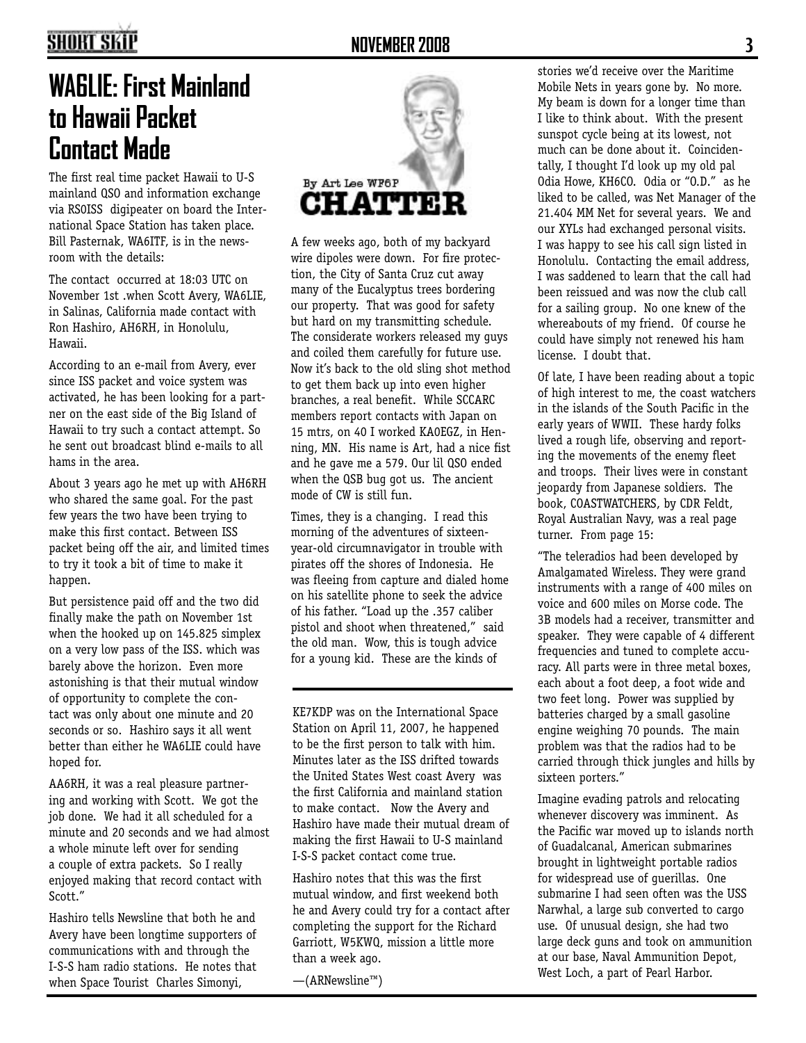## WA6LIE: First Mainland to Hawaii Packet Contact Made

The first real time packet Hawaii to U-S mainland QSO and information exchange via RS0ISS digipeater on board the International Space Station has taken place. Bill Pasternak, WA6ITF, is in the newsroom with the details:

The contact occurred at 18:03 UTC on November 1st .when Scott Avery, WA6LIE, in Salinas, California made contact with Ron Hashiro, AH6RH, in Honolulu, Hawaii.

According to an e-mail from Avery, ever since ISS packet and voice system was activated, he has been looking for a partner on the east side of the Big Island of Hawaii to try such a contact attempt. So he sent out broadcast blind e-mails to all hams in the area.

About 3 years ago he met up with AH6RH who shared the same goal. For the past few years the two have been trying to make this first contact. Between ISS packet being off the air, and limited times to try it took a bit of time to make it happen.

But persistence paid off and the two did finally make the path on November 1st when the hooked up on 145.825 simplex on a very low pass of the ISS. which was barely above the horizon. Even more astonishing is that their mutual window of opportunity to complete the contact was only about one minute and 20 seconds or so. Hashiro says it all went better than either he WA6LIE could have hoped for.

AA6RH, it was a real pleasure partnering and working with Scott. We got the job done. We had it all scheduled for a minute and 20 seconds and we had almost a whole minute left over for sending a couple of extra packets. So I really enjoyed making that record contact with Scott."

Hashiro tells Newsline that both he and Avery have been longtime supporters of communications with and through the I-S-S ham radio stations. He notes that when Space Tourist Charles Simonyi, KE7KDP was on the International Space Station on April 11, 2007, he happened to be the first person to talk with him. Minutes later as the ISS drifted towards the United States West coast Avery was the first California and mainland station to make contact. Now the Avery and Hashiro have made their mutual dream of making the first Hawaii to U-S mainland I-S-S packet contact come true.

Hashiro notes that this was the first mutual window, and first weekend both he and Avery could try for a contact after completing the support for the Richard Garriott, W5KWQ, mission a little more than a week ago.

—(ARNewsline™)

## CHATTER

By Art Lee WF6P

A few weeks ago, both of my backyard wire dipoles were down. For fire protection, the City of Santa Cruz cut away many of the Eucalyptus trees bordering our property. That was good for safety but hard on my transmitting schedule. The considerate workers released my guys and coiled them carefully for future use. Now it's back to the old sling shot method to get them back up into even higher branches, a real benefit. While SCCARC members report contacts with Japan on 15 mtrs, on 40 I worked KA0EGZ, in Henning, MN. His name is Art, had a nice fist and he gave me a 579. Our lil QSO ended when the QSB bug got us. The ancient mode of CW is still fun.

Times, they is a changing. I read this morning of the adventures of sixteen-year-old circumnavigator in trouble with pirates off the shores of Indonesia. He was fleeing from capture and dialed home on his satellite phone to seek the advice of his father. "Load up the .357 caliber pistol and shoot when threatened," said the old man. Wow, this is tough advice for a young kid. These are the kinds of stories we'd receive over the Maritime Mobile Nets in years gone by. No more. My beam is down for a longer time than I like to think about. With the present sunspot cycle being at its lowest, not much can be done about it. Coincidentally, I thought I'd look up my old pal Odia Howe, KH6CO. Odia or "O.D." as he liked to be called, was Net Manager of the 21.404 MM Net for several years. We and our XYLs had exchanged personal visits. I was happy to see his call sign listed in Honolulu. Contacting the email address, I was saddened to learn that the call had been reissued and was now the club call for a sailing group. No one knew of the whereabouts of my friend. Of course he could have simply not renewed his ham license. I doubt that.

Of late, I have been reading about a topic of high interest to me, the coast watchers in the islands of the South Pacific in the early years of WWII. These hardy folks lived a rough life, observing and reporting the movements of the enemy fleet and troops. Their lives were in constant jeopardy from Japanese soldiers. The book, COASTWATCHERS, by CDR Feldt, Royal Australian Navy, was a real page turner. From page 15:

"The teleradios had been developed by Amalgamated Wireless. They were grand instruments with a range of 400 miles on voice and 600 miles on Morse code. The 3B models had a receiver, transmitter and speaker. They were capable of 4 different frequencies and tuned to complete accuracy. All parts were in three metal boxes, each about a foot deep, a foot wide and two feet long. Power was supplied by batteries charged by a small gasoline engine weighing 70 pounds. The main problem was that the radios had to be carried through thick jungles and hills by sixteen porters."

Imagine evading patrols and relocating whenever discovery was imminent. As the Pacific war moved up to islands north of Guadalcanal, American submarines brought in lightweight portable radios for widespread use of guerillas. One submarine I had seen often was the USS Narwhal, a large sub converted to cargo use. Of unusual design, she had two large deck guns and took on ammunition at our base, Naval Ammunition Depot, West Loch, a part of Pearl Harbor.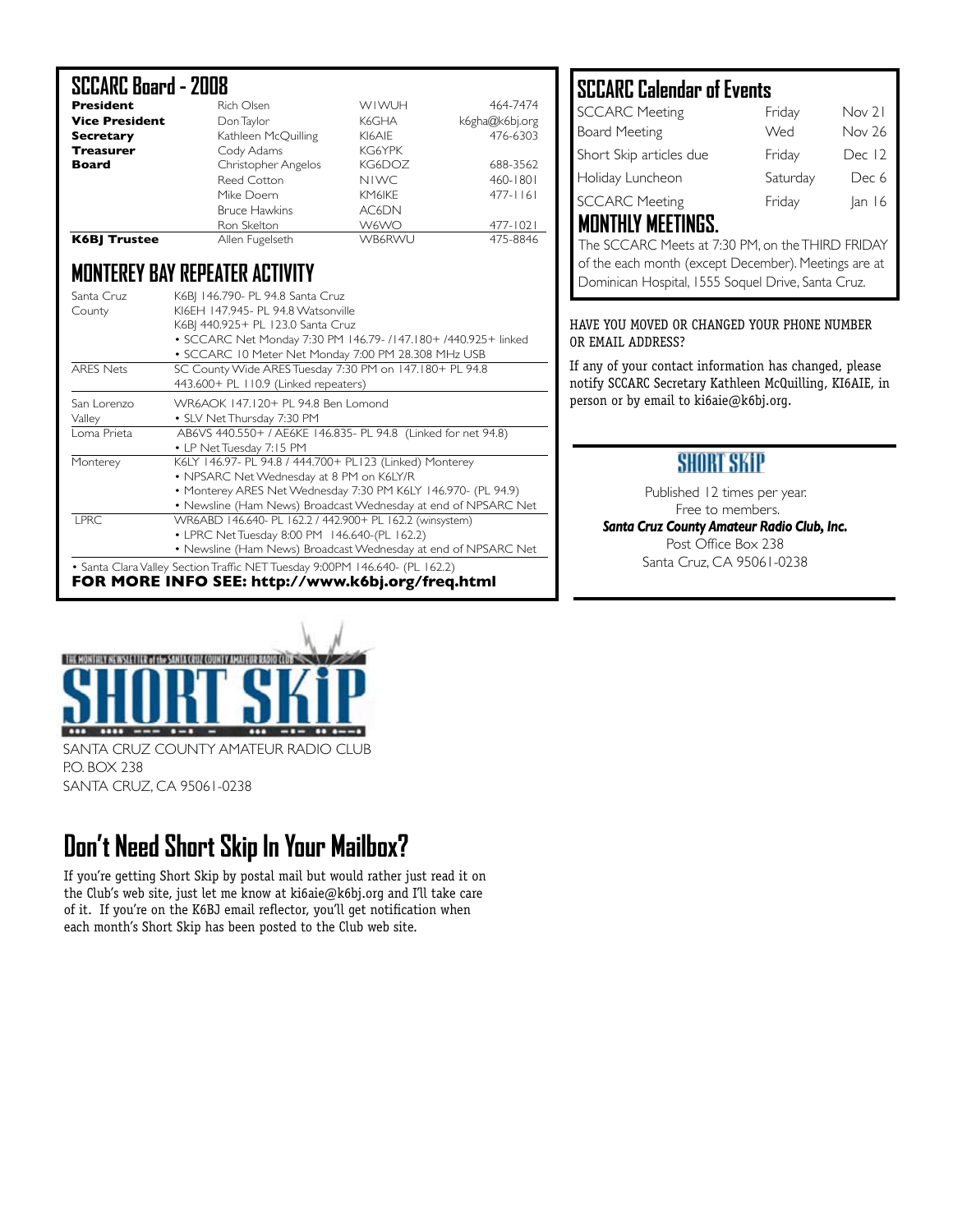## SCCARC Board - 2008

| | | | |
|---|---|---|---|
| **President** | Rich Olsen | W1WUH | 464-7474 |
| **Vice President** | Don Taylor | K6GHA | k6gha@k6bj.org |
| **Secretary** | Kathleen McQuilling | KI6AIE | 476-6303 |
| **Treasurer** | Cody Adams | KG6YPK | |
| **Board** | Christopher Angelos | KG6DOZ | 688-3562 |
| | Reed Cotton | N1WC | 460-1801 |
| | Mike Doern | KM6IKE | 477-1161 |
| | Bruce Hawkins | AC6DN | |
| | Ron Skelton | W6WO | 477-1021 |
| **K6BJ Trustee** | Allen Fugelseth | WB6RWU | 475-8846 |

## MONTEREY BAY REPEATER ACTIVITY

| | |
|---|---|
| Santa Cruz County | K6BJ 146.790- PL 94.8 Santa Cruz<br>KI6EH 147.945- PL 94.8 Watsonville<br>K6BJ 440.925+ PL 123.0 Santa Cruz<br>• SCCARC Net Monday 7:30 PM 146.79- /147.180+ /440.925+ linked<br>• SCCARC 10 Meter Net Monday 7:00 PM 28.308 MHz USB |
| ARES Nets | SC County Wide ARES Tuesday 7:30 PM on 147.180+ PL 94.8<br>443.600+ PL 110.9 (Linked repeaters) |
| San Lorenzo Valley | WR6AOK 147.120+ PL 94.8 Ben Lomond<br>• SLV Net Thursday 7:30 PM |
| Loma Prieta | AB6VS 440.550+ / AE6KE 146.835- PL 94.8 (Linked for net 94.8)<br>• LP Net Tuesday 7:15 PM |
| Monterey | K6LY 146.97- PL 94.8 / 444.700+ PL123 (Linked) Monterey<br>• NPSARC Net Wednesday at 8 PM on K6LY/R<br>• Monterey ARES Net Wednesday 7:30 PM K6LY 146.970- (PL 94.9)<br>• Newsline (Ham News) Broadcast Wednesday at end of NPSARC Net |
| LPRC | WR6ABD 146.640- PL 162.2 / 442.900+ PL 162.2 (winsystem)<br>• LPRC Net Tuesday 8:00 PM 146.640-(PL 162.2)<br>• Newsline (Ham News) Broadcast Wednesday at end of NPSARC Net |

• Santa Clara Valley Section Traffic NET Tuesday 9:00PM 146.640- (PL 162.2)

**FOR MORE INFO SEE: http://www.k6bj.org/freq.html**

## SCCARC Calendar of Events

| | | |
|---|---|---|
| SCCARC Meeting | Friday | Nov 21 |
| Board Meeting | Wed | Nov 26 |
| Short Skip articles due | Friday | Dec 12 |
| Holiday Luncheon | Saturday | Dec 6 |
| SCCARC Meeting | Friday | Jan 16 |

## MONTHLY MEETINGS.

The SCCARC Meets at 7:30 PM, on the THIRD FRIDAY of the each month (except December). Meetings are at Dominican Hospital, 1555 Soquel Drive, Santa Cruz.

HAVE YOU MOVED OR CHANGED YOUR PHONE NUMBER OR EMAIL ADDRESS?

If any of your contact information has changed, please notify SCCARC Secretary Kathleen McQuilling, KI6AIE, in person or by email to ki6aie@k6bj.org.

### SHORT SKIP

Published 12 times per year.
Free to members.
***Santa Cruz County Amateur Radio Club, Inc.***
Post Office Box 238
Santa Cruz, CA 95061-0238

THE MONTHLY NEWSLETTER of the SANTA CRUZ COUNTY AMATEUR RADIO CLUB

SHORT SKIP

SANTA CRUZ COUNTY AMATEUR RADIO CLUB
P.O. BOX 238
SANTA CRUZ, CA 95061-0238

## Don't Need Short Skip In Your Mailbox?

If you're getting Short Skip by postal mail but would rather just read it on the Club's web site, just let me know at ki6aie@k6bj.org and I'll take care of it. If you're on the K6BJ email reflector, you'll get notification when each month's Short Skip has been posted to the Club web site.